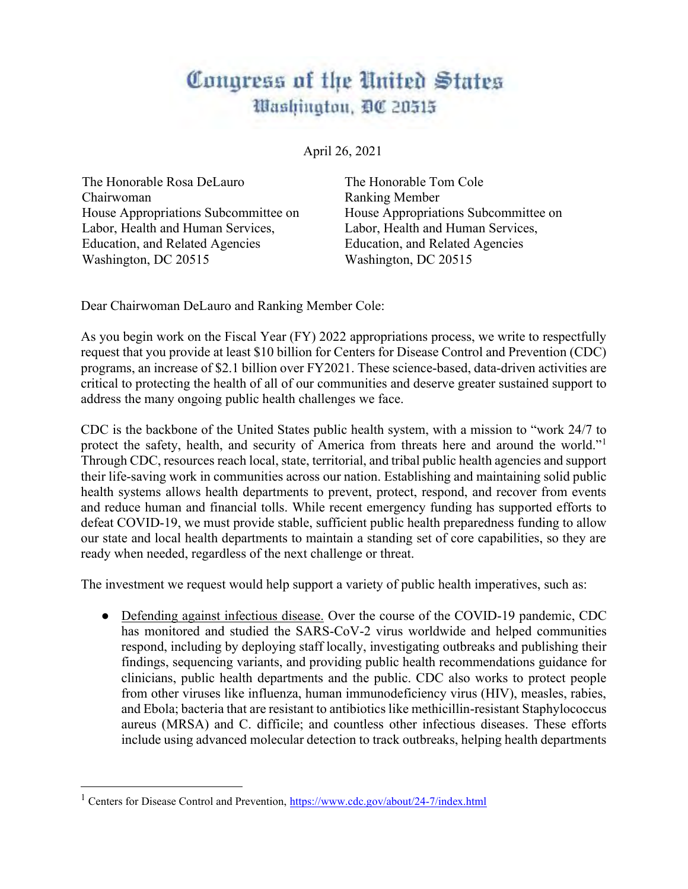# Congress of the United States
## Washington, DC 20515

April 26, 2021

The Honorable Rosa DeLauro
Chairwoman
House Appropriations Subcommittee on Labor, Health and Human Services, Education, and Related Agencies
Washington, DC 20515

The Honorable Tom Cole
Ranking Member
House Appropriations Subcommittee on Labor, Health and Human Services, Education, and Related Agencies
Washington, DC 20515

Dear Chairwoman DeLauro and Ranking Member Cole:

As you begin work on the Fiscal Year (FY) 2022 appropriations process, we write to respectfully request that you provide at least $10 billion for Centers for Disease Control and Prevention (CDC) programs, an increase of $2.1 billion over FY2021. These science-based, data-driven activities are critical to protecting the health of all of our communities and deserve greater sustained support to address the many ongoing public health challenges we face.

CDC is the backbone of the United States public health system, with a mission to "work 24/7 to protect the safety, health, and security of America from threats here and around the world."[1] Through CDC, resources reach local, state, territorial, and tribal public health agencies and support their life-saving work in communities across our nation. Establishing and maintaining solid public health systems allows health departments to prevent, protect, respond, and recover from events and reduce human and financial tolls. While recent emergency funding has supported efforts to defeat COVID-19, we must provide stable, sufficient public health preparedness funding to allow our state and local health departments to maintain a standing set of core capabilities, so they are ready when needed, regardless of the next challenge or threat.

The investment we request would help support a variety of public health imperatives, such as:

- Defending against infectious disease. Over the course of the COVID-19 pandemic, CDC has monitored and studied the SARS-CoV-2 virus worldwide and helped communities respond, including by deploying staff locally, investigating outbreaks and publishing their findings, sequencing variants, and providing public health recommendations guidance for clinicians, public health departments and the public. CDC also works to protect people from other viruses like influenza, human immunodeficiency virus (HIV), measles, rabies, and Ebola; bacteria that are resistant to antibiotics like methicillin-resistant Staphylococcus aureus (MRSA) and C. difficile; and countless other infectious diseases. These efforts include using advanced molecular detection to track outbreaks, helping health departments

[1] Centers for Disease Control and Prevention, https://www.cdc.gov/about/24-7/index.html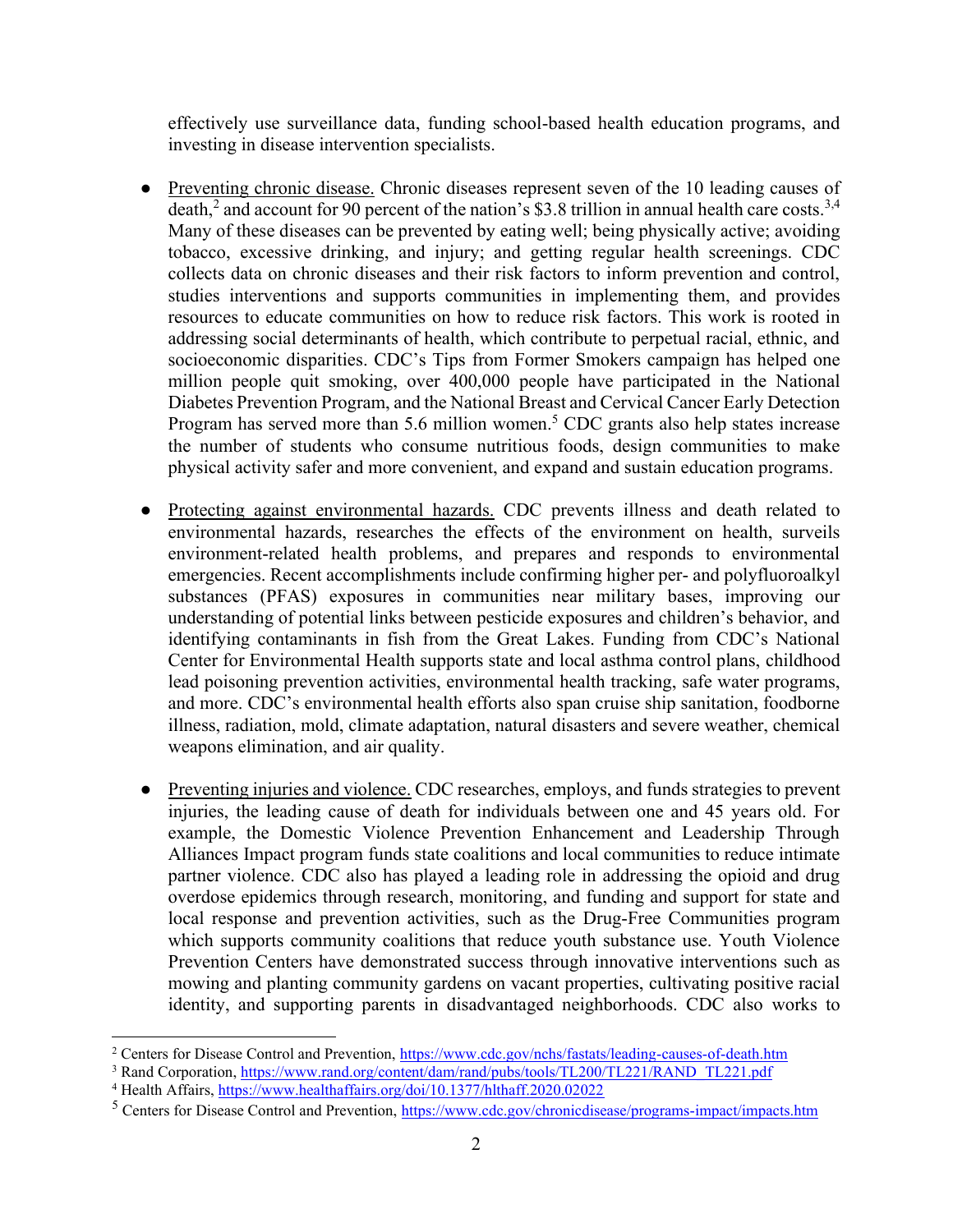effectively use surveillance data, funding school-based health education programs, and investing in disease intervention specialists.

- Preventing chronic disease. Chronic diseases represent seven of the 10 leading causes of death,[2] and account for 90 percent of the nation's $3.8 trillion in annual health care costs.[3,4] Many of these diseases can be prevented by eating well; being physically active; avoiding tobacco, excessive drinking, and injury; and getting regular health screenings. CDC collects data on chronic diseases and their risk factors to inform prevention and control, studies interventions and supports communities in implementing them, and provides resources to educate communities on how to reduce risk factors. This work is rooted in addressing social determinants of health, which contribute to perpetual racial, ethnic, and socioeconomic disparities. CDC's Tips from Former Smokers campaign has helped one million people quit smoking, over 400,000 people have participated in the National Diabetes Prevention Program, and the National Breast and Cervical Cancer Early Detection Program has served more than 5.6 million women.[5] CDC grants also help states increase the number of students who consume nutritious foods, design communities to make physical activity safer and more convenient, and expand and sustain education programs.

- Protecting against environmental hazards. CDC prevents illness and death related to environmental hazards, researches the effects of the environment on health, surveils environment-related health problems, and prepares and responds to environmental emergencies. Recent accomplishments include confirming higher per- and polyfluoroalkyl substances (PFAS) exposures in communities near military bases, improving our understanding of potential links between pesticide exposures and children's behavior, and identifying contaminants in fish from the Great Lakes. Funding from CDC's National Center for Environmental Health supports state and local asthma control plans, childhood lead poisoning prevention activities, environmental health tracking, safe water programs, and more. CDC's environmental health efforts also span cruise ship sanitation, foodborne illness, radiation, mold, climate adaptation, natural disasters and severe weather, chemical weapons elimination, and air quality.

- Preventing injuries and violence. CDC researches, employs, and funds strategies to prevent injuries, the leading cause of death for individuals between one and 45 years old. For example, the Domestic Violence Prevention Enhancement and Leadership Through Alliances Impact program funds state coalitions and local communities to reduce intimate partner violence. CDC also has played a leading role in addressing the opioid and drug overdose epidemics through research, monitoring, and funding and support for state and local response and prevention activities, such as the Drug-Free Communities program which supports community coalitions that reduce youth substance use. Youth Violence Prevention Centers have demonstrated success through innovative interventions such as mowing and planting community gardens on vacant properties, cultivating positive racial identity, and supporting parents in disadvantaged neighborhoods. CDC also works to

---

[2] Centers for Disease Control and Prevention, https://www.cdc.gov/nchs/fastats/leading-causes-of-death.htm

[3] Rand Corporation, https://www.rand.org/content/dam/rand/pubs/tools/TL200/TL221/RAND_TL221.pdf

[4] Health Affairs, https://www.healthaffairs.org/doi/10.1377/hlthaff.2020.02022

[5] Centers for Disease Control and Prevention, https://www.cdc.gov/chronicdisease/programs-impact/impacts.htm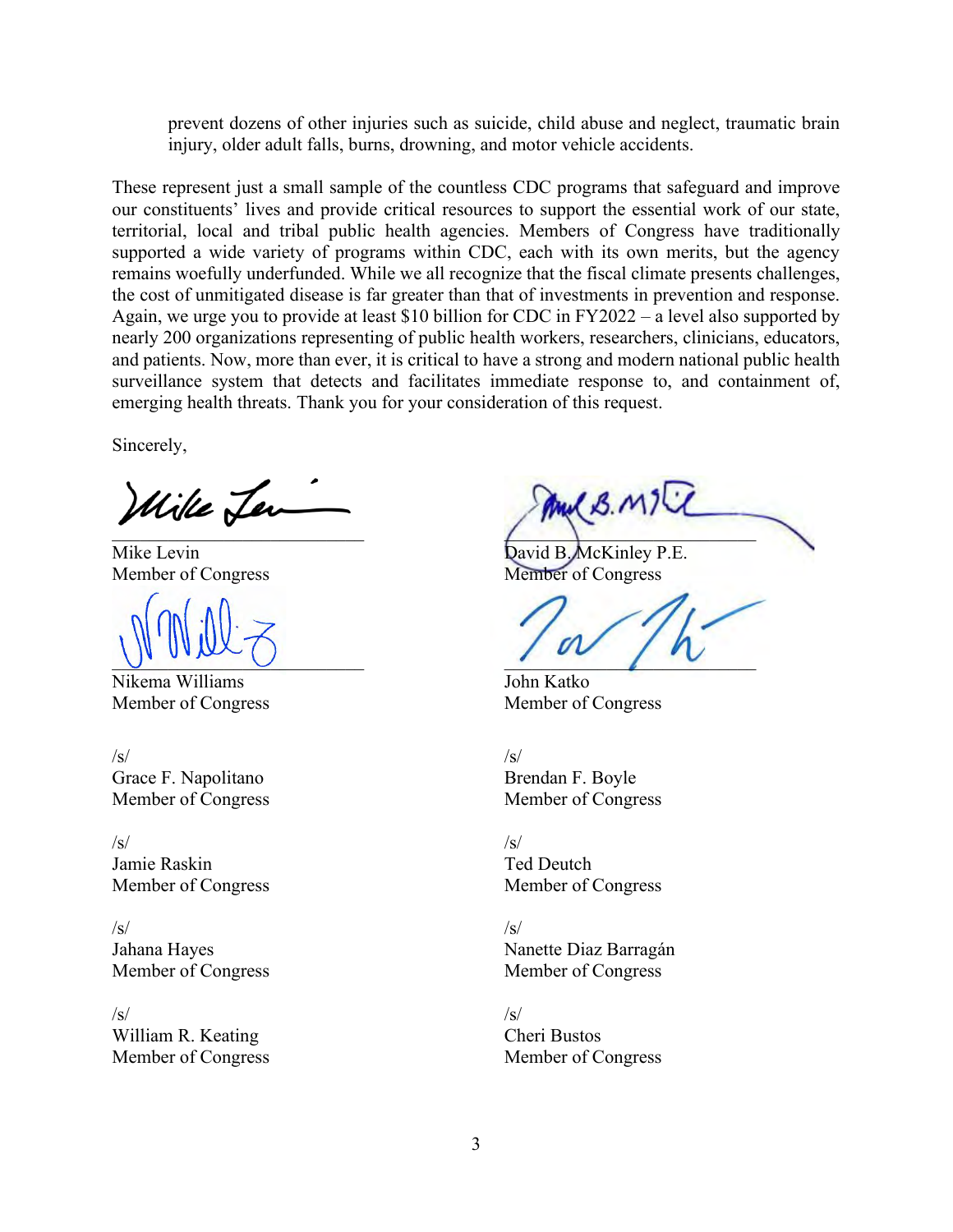prevent dozens of other injuries such as suicide, child abuse and neglect, traumatic brain injury, older adult falls, burns, drowning, and motor vehicle accidents.

These represent just a small sample of the countless CDC programs that safeguard and improve our constituents' lives and provide critical resources to support the essential work of our state, territorial, local and tribal public health agencies. Members of Congress have traditionally supported a wide variety of programs within CDC, each with its own merits, but the agency remains woefully underfunded. While we all recognize that the fiscal climate presents challenges, the cost of unmitigated disease is far greater than that of investments in prevention and response. Again, we urge you to provide at least $10 billion for CDC in FY2022 – a level also supported by nearly 200 organizations representing of public health workers, researchers, clinicians, educators, and patients. Now, more than ever, it is critical to have a strong and modern national public health surveillance system that detects and facilitates immediate response to, and containment of, emerging health threats. Thank you for your consideration of this request.

Sincerely,

Mike Levin
Member of Congress

David B. McKinley P.E.
Member of Congress

Nikema Williams
Member of Congress

John Katko
Member of Congress

/s/
Grace F. Napolitano
Member of Congress

/s/
Brendan F. Boyle
Member of Congress

/s/
Jamie Raskin
Member of Congress

/s/
Ted Deutch
Member of Congress

/s/
Jahana Hayes
Member of Congress

/s/
Nanette Diaz Barragán
Member of Congress

/s/
William R. Keating
Member of Congress

/s/
Cheri Bustos
Member of Congress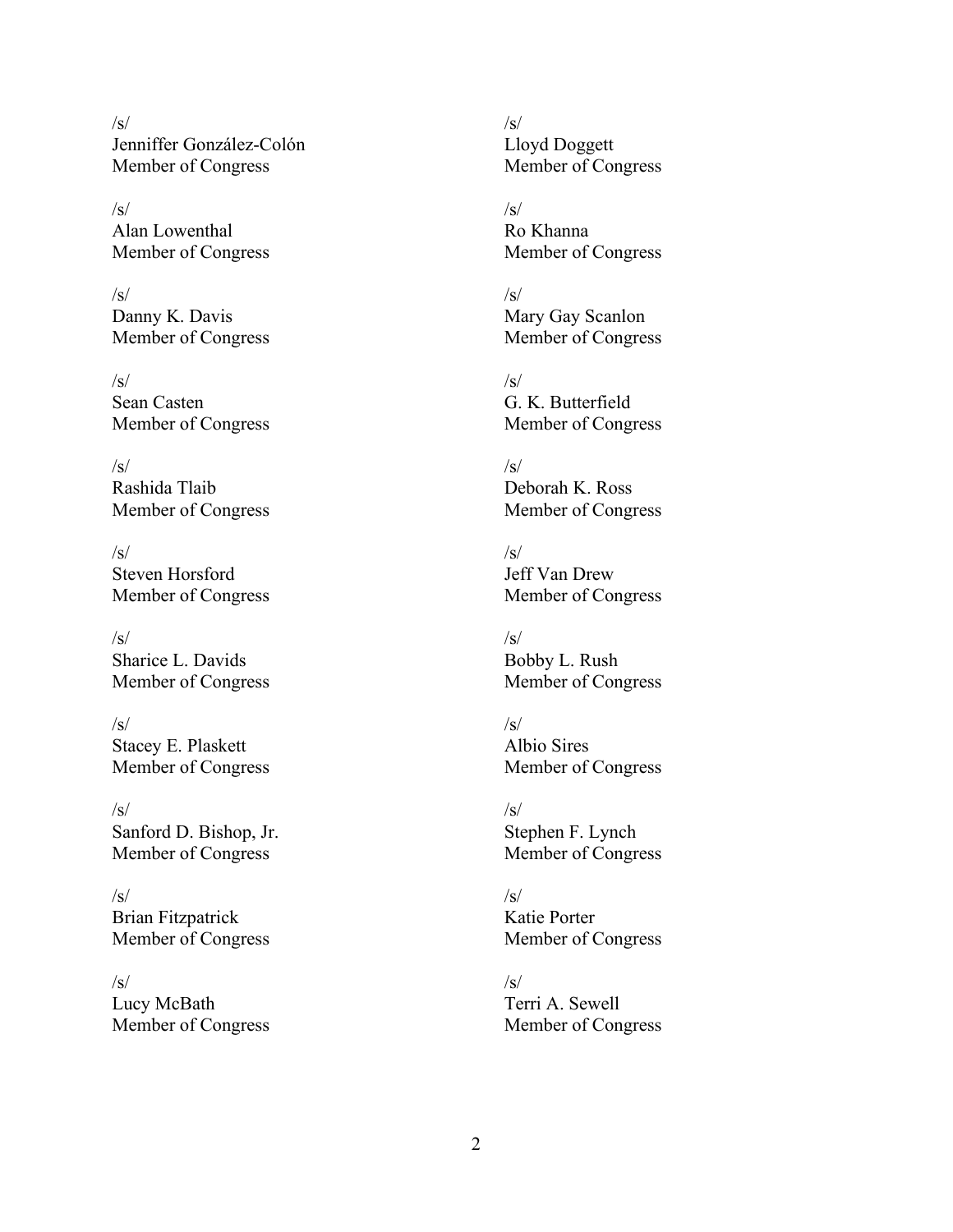/s/
Jenniffer González-Colón
Member of Congress

/s/
Alan Lowenthal
Member of Congress

/s/
Danny K. Davis
Member of Congress

/s/
Sean Casten
Member of Congress

/s/
Rashida Tlaib
Member of Congress

/s/
Steven Horsford
Member of Congress

/s/
Sharice L. Davids
Member of Congress

/s/
Stacey E. Plaskett
Member of Congress

/s/
Sanford D. Bishop, Jr.
Member of Congress

/s/
Brian Fitzpatrick
Member of Congress

/s/
Lucy McBath
Member of Congress

/s/
Lloyd Doggett
Member of Congress

/s/
Ro Khanna
Member of Congress

/s/
Mary Gay Scanlon
Member of Congress

/s/
G. K. Butterfield
Member of Congress

/s/
Deborah K. Ross
Member of Congress

/s/
Jeff Van Drew
Member of Congress

/s/
Bobby L. Rush
Member of Congress

/s/
Albio Sires
Member of Congress

/s/
Stephen F. Lynch
Member of Congress

/s/
Katie Porter
Member of Congress

/s/
Terri A. Sewell
Member of Congress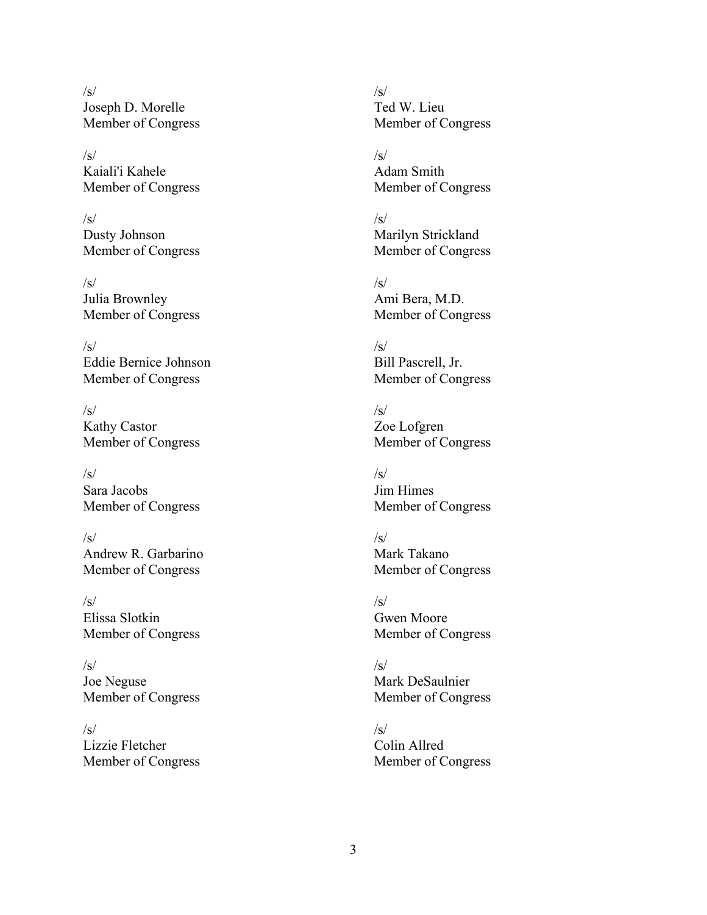/s/
Joseph D. Morelle
Member of Congress

/s/
Kaiali'i Kahele
Member of Congress

/s/
Dusty Johnson
Member of Congress

/s/
Julia Brownley
Member of Congress

/s/
Eddie Bernice Johnson
Member of Congress

/s/
Kathy Castor
Member of Congress

/s/
Sara Jacobs
Member of Congress

/s/
Andrew R. Garbarino
Member of Congress

/s/
Elissa Slotkin
Member of Congress

/s/
Joe Neguse
Member of Congress

/s/
Lizzie Fletcher
Member of Congress

/s/
Ted W. Lieu
Member of Congress

/s/
Adam Smith
Member of Congress

/s/
Marilyn Strickland
Member of Congress

/s/
Ami Bera, M.D.
Member of Congress

/s/
Bill Pascrell, Jr.
Member of Congress

/s/
Zoe Lofgren
Member of Congress

/s/
Jim Himes
Member of Congress

/s/
Mark Takano
Member of Congress

/s/
Gwen Moore
Member of Congress

/s/
Mark DeSaulnier
Member of Congress

/s/
Colin Allred
Member of Congress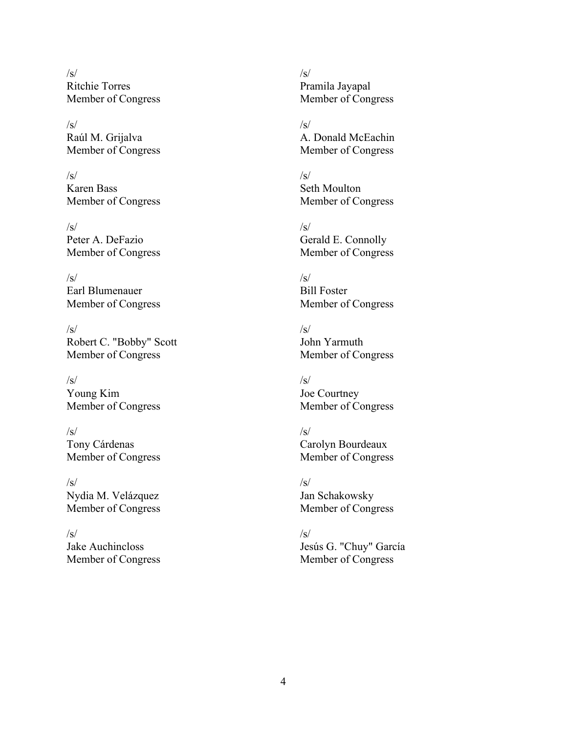/s/
Ritchie Torres
Member of Congress

/s/
Raúl M. Grijalva
Member of Congress

/s/
Karen Bass
Member of Congress

/s/
Peter A. DeFazio
Member of Congress

/s/
Earl Blumenauer
Member of Congress

/s/
Robert C. "Bobby" Scott
Member of Congress

/s/
Young Kim
Member of Congress

/s/
Tony Cárdenas
Member of Congress

/s/
Nydia M. Velázquez
Member of Congress

/s/
Jake Auchincloss
Member of Congress

/s/
Pramila Jayapal
Member of Congress

/s/
A. Donald McEachin
Member of Congress

/s/
Seth Moulton
Member of Congress

/s/
Gerald E. Connolly
Member of Congress

/s/
Bill Foster
Member of Congress

/s/
John Yarmuth
Member of Congress

/s/
Joe Courtney
Member of Congress

/s/
Carolyn Bourdeaux
Member of Congress

/s/
Jan Schakowsky
Member of Congress

/s/
Jesús G. "Chuy" García
Member of Congress